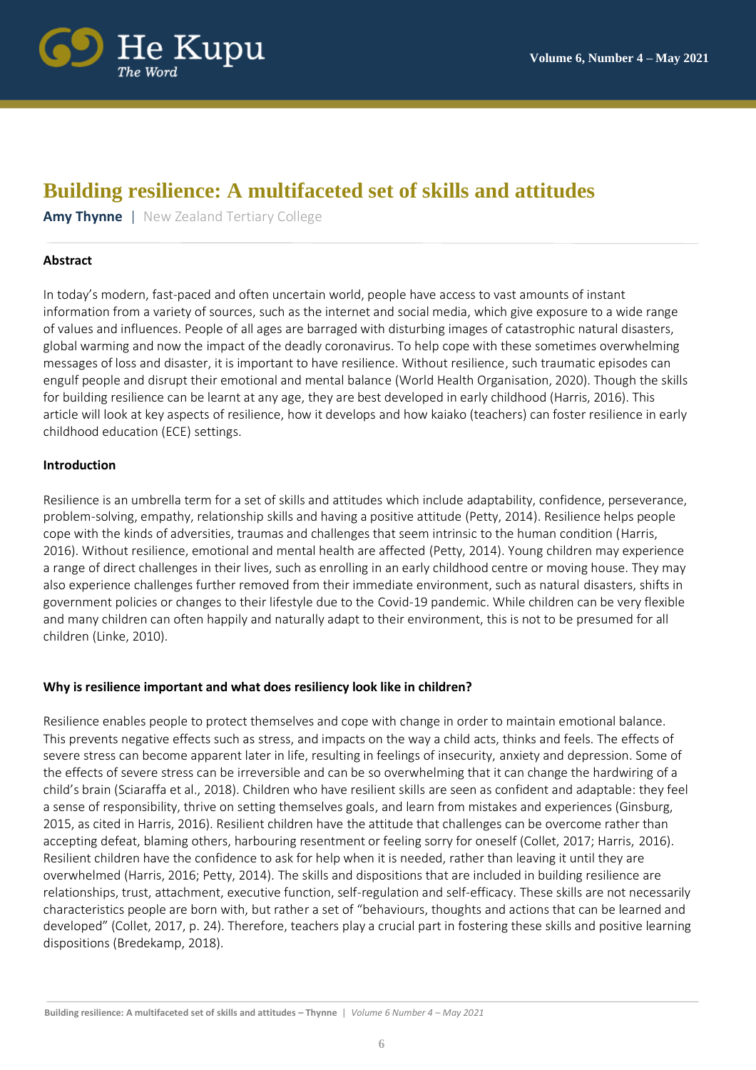# Building resilience: A multifaceted set of skills and attitudes

**Amy Thynne** | New Zealand Tertiary College

## Abstract

In today's modern, fast-paced and often uncertain world, people have access to vast amounts of instant information from a variety of sources, such as the internet and social media, which give exposure to a wide range of values and influences. People of all ages are barraged with disturbing images of catastrophic natural disasters, global warming and now the impact of the deadly coronavirus. To help cope with these sometimes overwhelming messages of loss and disaster, it is important to have resilience. Without resilience, such traumatic episodes can engulf people and disrupt their emotional and mental balance (World Health Organisation, 2020). Though the skills for building resilience can be learnt at any age, they are best developed in early childhood (Harris, 2016). This article will look at key aspects of resilience, how it develops and how kaiako (teachers) can foster resilience in early childhood education (ECE) settings.

## Introduction

Resilience is an umbrella term for a set of skills and attitudes which include adaptability, confidence, perseverance, problem-solving, empathy, relationship skills and having a positive attitude (Petty, 2014). Resilience helps people cope with the kinds of adversities, traumas and challenges that seem intrinsic to the human condition (Harris, 2016). Without resilience, emotional and mental health are affected (Petty, 2014). Young children may experience a range of direct challenges in their lives, such as enrolling in an early childhood centre or moving house. They may also experience challenges further removed from their immediate environment, such as natural disasters, shifts in government policies or changes to their lifestyle due to the Covid-19 pandemic. While children can be very flexible and many children can often happily and naturally adapt to their environment, this is not to be presumed for all children (Linke, 2010).

## Why is resilience important and what does resiliency look like in children?

Resilience enables people to protect themselves and cope with change in order to maintain emotional balance. This prevents negative effects such as stress, and impacts on the way a child acts, thinks and feels. The effects of severe stress can become apparent later in life, resulting in feelings of insecurity, anxiety and depression. Some of the effects of severe stress can be irreversible and can be so overwhelming that it can change the hardwiring of a child's brain (Sciaraffa et al., 2018). Children who have resilient skills are seen as confident and adaptable: they feel a sense of responsibility, thrive on setting themselves goals, and learn from mistakes and experiences (Ginsburg, 2015, as cited in Harris, 2016). Resilient children have the attitude that challenges can be overcome rather than accepting defeat, blaming others, harbouring resentment or feeling sorry for oneself (Collet, 2017; Harris, 2016). Resilient children have the confidence to ask for help when it is needed, rather than leaving it until they are overwhelmed (Harris, 2016; Petty, 2014). The skills and dispositions that are included in building resilience are relationships, trust, attachment, executive function, self-regulation and self-efficacy. These skills are not necessarily characteristics people are born with, but rather a set of "behaviours, thoughts and actions that can be learned and developed" (Collet, 2017, p. 24). Therefore, teachers play a crucial part in fostering these skills and positive learning dispositions (Bredekamp, 2018).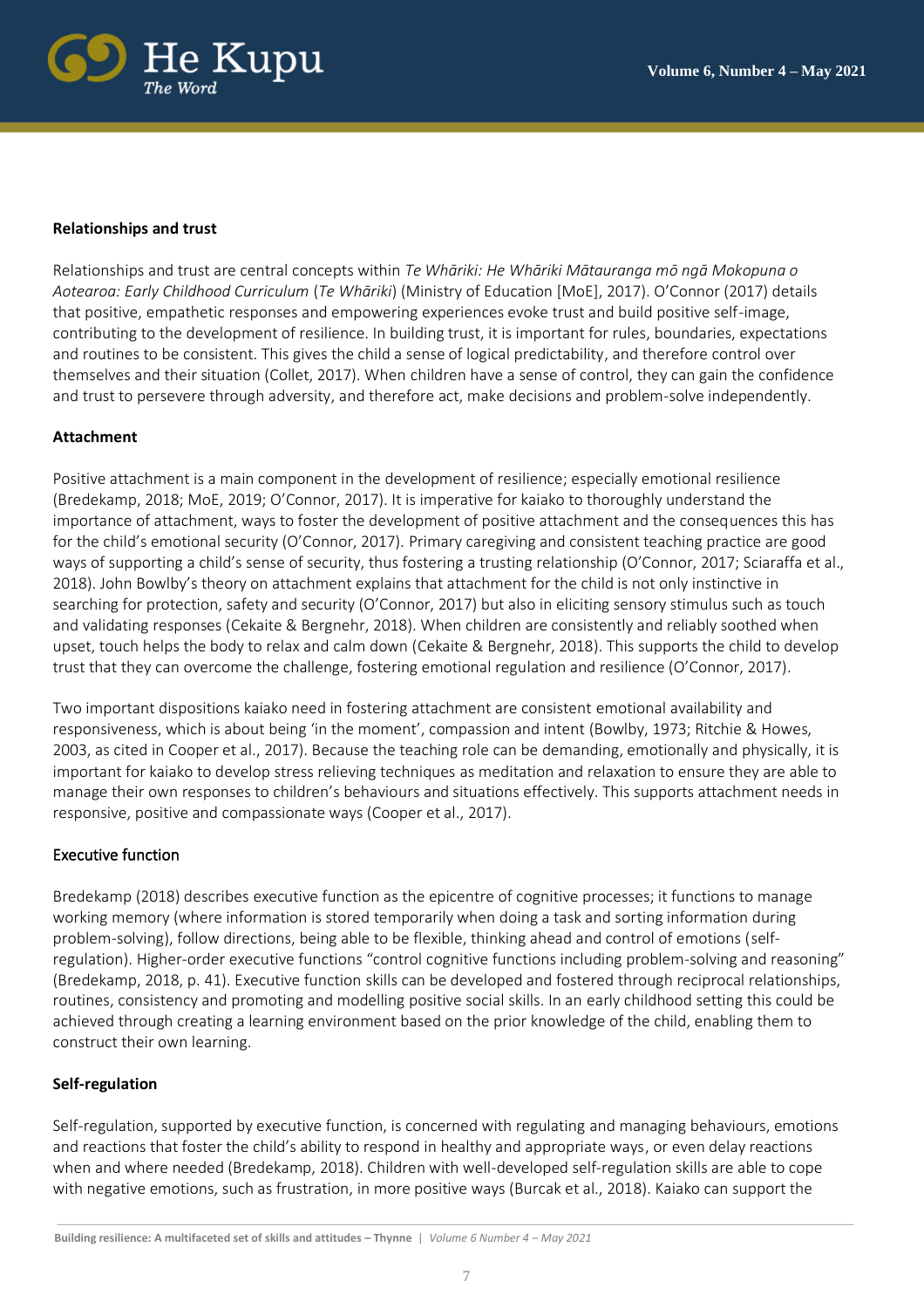**Relationships and trust**

Relationships and trust are central concepts within *Te Whāriki: He Whāriki Mātauranga mō ngā Mokopuna o Aotearoa: Early Childhood Curriculum* (*Te Whāriki*) (Ministry of Education [MoE], 2017). O'Connor (2017) details that positive, empathetic responses and empowering experiences evoke trust and build positive self-image, contributing to the development of resilience. In building trust, it is important for rules, boundaries, expectations and routines to be consistent. This gives the child a sense of logical predictability, and therefore control over themselves and their situation (Collet, 2017). When children have a sense of control, they can gain the confidence and trust to persevere through adversity, and therefore act, make decisions and problem-solve independently.

**Attachment**

Positive attachment is a main component in the development of resilience; especially emotional resilience (Bredekamp, 2018; MoE, 2019; O'Connor, 2017). It is imperative for kaiako to thoroughly understand the importance of attachment, ways to foster the development of positive attachment and the consequences this has for the child's emotional security (O'Connor, 2017). Primary caregiving and consistent teaching practice are good ways of supporting a child's sense of security, thus fostering a trusting relationship (O'Connor, 2017; Sciaraffa et al., 2018). John Bowlby's theory on attachment explains that attachment for the child is not only instinctive in searching for protection, safety and security (O'Connor, 2017) but also in eliciting sensory stimulus such as touch and validating responses (Cekaite & Bergnehr, 2018). When children are consistently and reliably soothed when upset, touch helps the body to relax and calm down (Cekaite & Bergnehr, 2018). This supports the child to develop trust that they can overcome the challenge, fostering emotional regulation and resilience (O'Connor, 2017).

Two important dispositions kaiako need in fostering attachment are consistent emotional availability and responsiveness, which is about being 'in the moment', compassion and intent (Bowlby, 1973; Ritchie & Howes, 2003, as cited in Cooper et al., 2017). Because the teaching role can be demanding, emotionally and physically, it is important for kaiako to develop stress relieving techniques as meditation and relaxation to ensure they are able to manage their own responses to children's behaviours and situations effectively. This supports attachment needs in responsive, positive and compassionate ways (Cooper et al., 2017).

Executive function

Bredekamp (2018) describes executive function as the epicentre of cognitive processes; it functions to manage working memory (where information is stored temporarily when doing a task and sorting information during problem-solving), follow directions, being able to be flexible, thinking ahead and control of emotions (self-regulation). Higher-order executive functions "control cognitive functions including problem-solving and reasoning" (Bredekamp, 2018, p. 41). Executive function skills can be developed and fostered through reciprocal relationships, routines, consistency and promoting and modelling positive social skills. In an early childhood setting this could be achieved through creating a learning environment based on the prior knowledge of the child, enabling them to construct their own learning.

**Self-regulation**

Self-regulation, supported by executive function, is concerned with regulating and managing behaviours, emotions and reactions that foster the child's ability to respond in healthy and appropriate ways, or even delay reactions when and where needed (Bredekamp, 2018). Children with well-developed self-regulation skills are able to cope with negative emotions, such as frustration, in more positive ways (Burcak et al., 2018). Kaiako can support the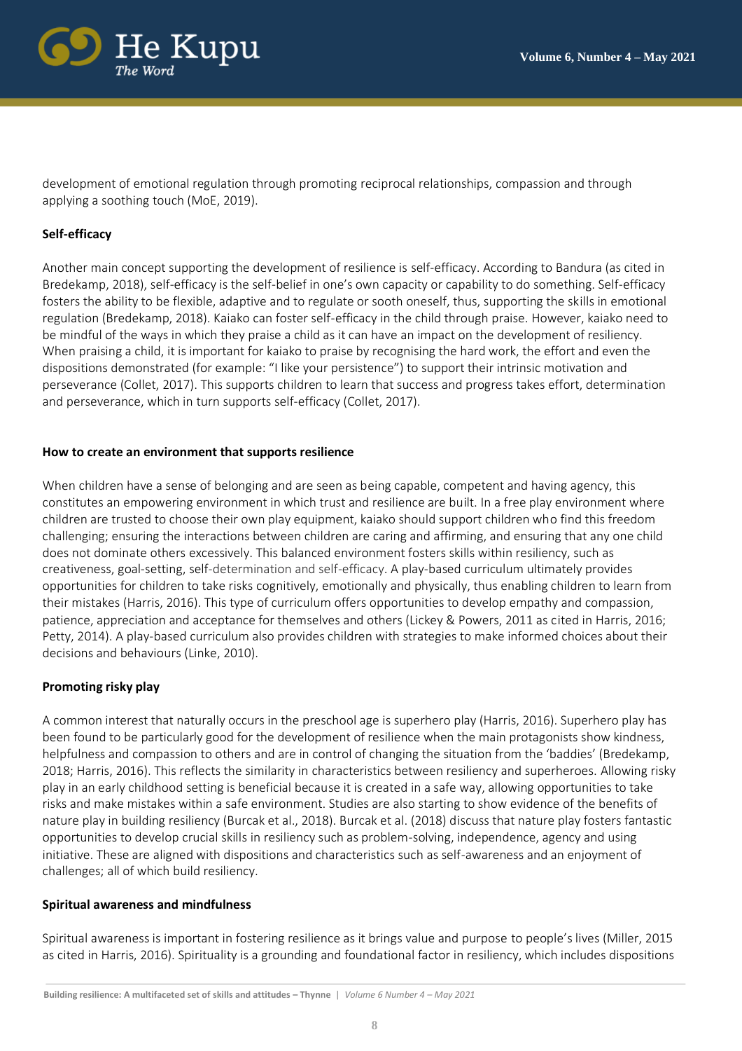development of emotional regulation through promoting reciprocal relationships, compassion and through applying a soothing touch (MoE, 2019).

**Self-efficacy**

Another main concept supporting the development of resilience is self-efficacy. According to Bandura (as cited in Bredekamp, 2018), self-efficacy is the self-belief in one's own capacity or capability to do something. Self-efficacy fosters the ability to be flexible, adaptive and to regulate or sooth oneself, thus, supporting the skills in emotional regulation (Bredekamp, 2018). Kaiako can foster self-efficacy in the child through praise. However, kaiako need to be mindful of the ways in which they praise a child as it can have an impact on the development of resiliency. When praising a child, it is important for kaiako to praise by recognising the hard work, the effort and even the dispositions demonstrated (for example: "I like your persistence") to support their intrinsic motivation and perseverance (Collet, 2017). This supports children to learn that success and progress takes effort, determination and perseverance, which in turn supports self-efficacy (Collet, 2017).

**How to create an environment that supports resilience**

When children have a sense of belonging and are seen as being capable, competent and having agency, this constitutes an empowering environment in which trust and resilience are built. In a free play environment where children are trusted to choose their own play equipment, kaiako should support children who find this freedom challenging; ensuring the interactions between children are caring and affirming, and ensuring that any one child does not dominate others excessively. This balanced environment fosters skills within resiliency, such as creativeness, goal-setting, self-determination and self-efficacy. A play-based curriculum ultimately provides opportunities for children to take risks cognitively, emotionally and physically, thus enabling children to learn from their mistakes (Harris, 2016). This type of curriculum offers opportunities to develop empathy and compassion, patience, appreciation and acceptance for themselves and others (Lickey & Powers, 2011 as cited in Harris, 2016; Petty, 2014). A play-based curriculum also provides children with strategies to make informed choices about their decisions and behaviours (Linke, 2010).

**Promoting risky play**

A common interest that naturally occurs in the preschool age is superhero play (Harris, 2016). Superhero play has been found to be particularly good for the development of resilience when the main protagonists show kindness, helpfulness and compassion to others and are in control of changing the situation from the 'baddies' (Bredekamp, 2018; Harris, 2016). This reflects the similarity in characteristics between resiliency and superheroes. Allowing risky play in an early childhood setting is beneficial because it is created in a safe way, allowing opportunities to take risks and make mistakes within a safe environment. Studies are also starting to show evidence of the benefits of nature play in building resiliency (Burcak et al., 2018). Burcak et al. (2018) discuss that nature play fosters fantastic opportunities to develop crucial skills in resiliency such as problem-solving, independence, agency and using initiative. These are aligned with dispositions and characteristics such as self-awareness and an enjoyment of challenges; all of which build resiliency.

**Spiritual awareness and mindfulness**

Spiritual awareness is important in fostering resilience as it brings value and purpose to people's lives (Miller, 2015 as cited in Harris, 2016). Spirituality is a grounding and foundational factor in resiliency, which includes dispositions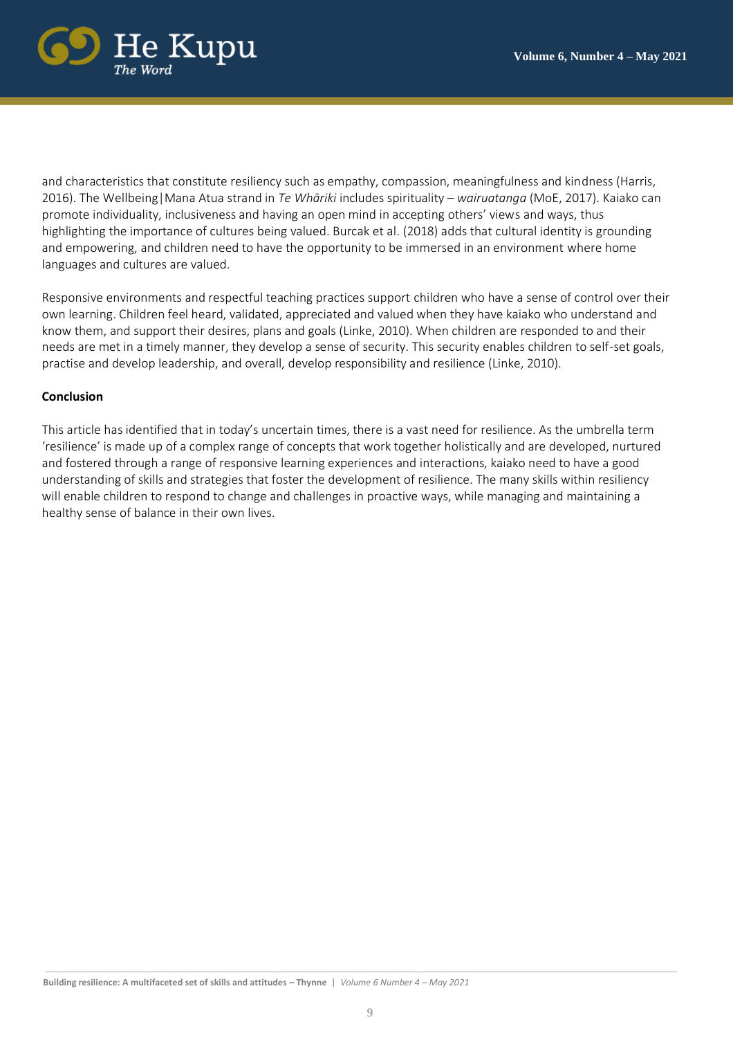and characteristics that constitute resiliency such as empathy, compassion, meaningfulness and kindness (Harris, 2016). The Wellbeing|Mana Atua strand in *Te Whāriki* includes spirituality – *wairuatanga* (MoE, 2017). Kaiako can promote individuality, inclusiveness and having an open mind in accepting others' views and ways, thus highlighting the importance of cultures being valued. Burcak et al. (2018) adds that cultural identity is grounding and empowering, and children need to have the opportunity to be immersed in an environment where home languages and cultures are valued.

Responsive environments and respectful teaching practices support children who have a sense of control over their own learning. Children feel heard, validated, appreciated and valued when they have kaiako who understand and know them, and support their desires, plans and goals (Linke, 2010). When children are responded to and their needs are met in a timely manner, they develop a sense of security. This security enables children to self-set goals, practise and develop leadership, and overall, develop responsibility and resilience (Linke, 2010).

**Conclusion**

This article has identified that in today's uncertain times, there is a vast need for resilience. As the umbrella term 'resilience' is made up of a complex range of concepts that work together holistically and are developed, nurtured and fostered through a range of responsive learning experiences and interactions, kaiako need to have a good understanding of skills and strategies that foster the development of resilience. The many skills within resiliency will enable children to respond to change and challenges in proactive ways, while managing and maintaining a healthy sense of balance in their own lives.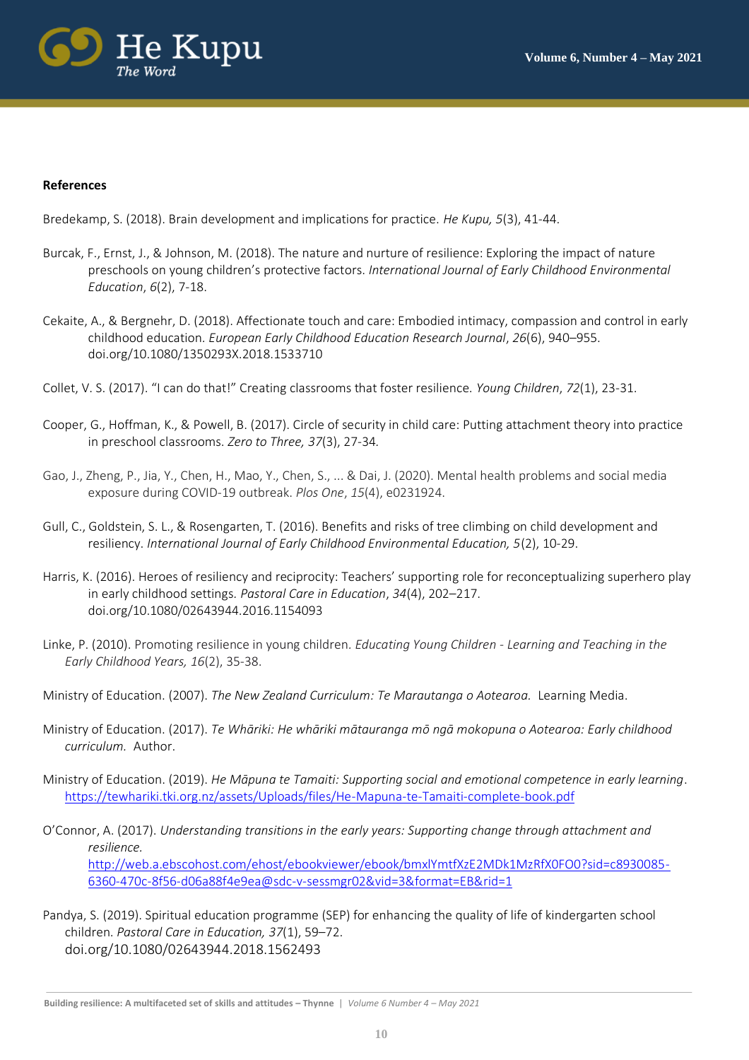**References**

Bredekamp, S. (2018). Brain development and implications for practice. *He Kupu, 5*(3), 41-44.

Burcak, F., Ernst, J., & Johnson, M. (2018). The nature and nurture of resilience: Exploring the impact of nature preschools on young children's protective factors. *International Journal of Early Childhood Environmental Education*, *6*(2), 7-18.

Cekaite, A., & Bergnehr, D. (2018). Affectionate touch and care: Embodied intimacy, compassion and control in early childhood education. *European Early Childhood Education Research Journal*, *26*(6), 940–955. doi.org/10.1080/1350293X.2018.1533710

Collet, V. S. (2017). "I can do that!" Creating classrooms that foster resilience. *Young Children*, *72*(1), 23-31.

Cooper, G., Hoffman, K., & Powell, B. (2017). Circle of security in child care: Putting attachment theory into practice in preschool classrooms. *Zero to Three, 37*(3), 27-34.

Gao, J., Zheng, P., Jia, Y., Chen, H., Mao, Y., Chen, S., ... & Dai, J. (2020). Mental health problems and social media exposure during COVID-19 outbreak. *Plos One*, *15*(4), e0231924.

Gull, C., Goldstein, S. L., & Rosengarten, T. (2016). Benefits and risks of tree climbing on child development and resiliency. *International Journal of Early Childhood Environmental Education, 5*(2), 10-29.

Harris, K. (2016). Heroes of resiliency and reciprocity: Teachers' supporting role for reconceptualizing superhero play in early childhood settings. *Pastoral Care in Education*, *34*(4), 202–217. doi.org/10.1080/02643944.2016.1154093

Linke, P. (2010). Promoting resilience in young children. *Educating Young Children - Learning and Teaching in the Early Childhood Years, 16*(2), 35-38.

Ministry of Education. (2007). *The New Zealand Curriculum: Te Marautanga o Aotearoa.* Learning Media.

Ministry of Education. (2017). *Te Whāriki: He whāriki mātauranga mō ngā mokopuna o Aotearoa: Early childhood curriculum.* Author.

Ministry of Education. (2019). *He Māpuna te Tamaiti: Supporting social and emotional competence in early learning*. https://tewhariki.tki.org.nz/assets/Uploads/files/He-Mapuna-te-Tamaiti-complete-book.pdf

O'Connor, A. (2017). *Understanding transitions in the early years: Supporting change through attachment and resilience.* http://web.a.ebscohost.com/ehost/ebookviewer/ebook/bmxlYmtfXzE2MDk1MzRfX0FO0?sid=c8930085-6360-470c-8f56-d06a88f4e9ea@sdc-v-sessmgr02&vid=3&format=EB&rid=1

Pandya, S. (2019). Spiritual education programme (SEP) for enhancing the quality of life of kindergarten school children. *Pastoral Care in Education, 37*(1), 59–72. doi.org/10.1080/02643944.2018.1562493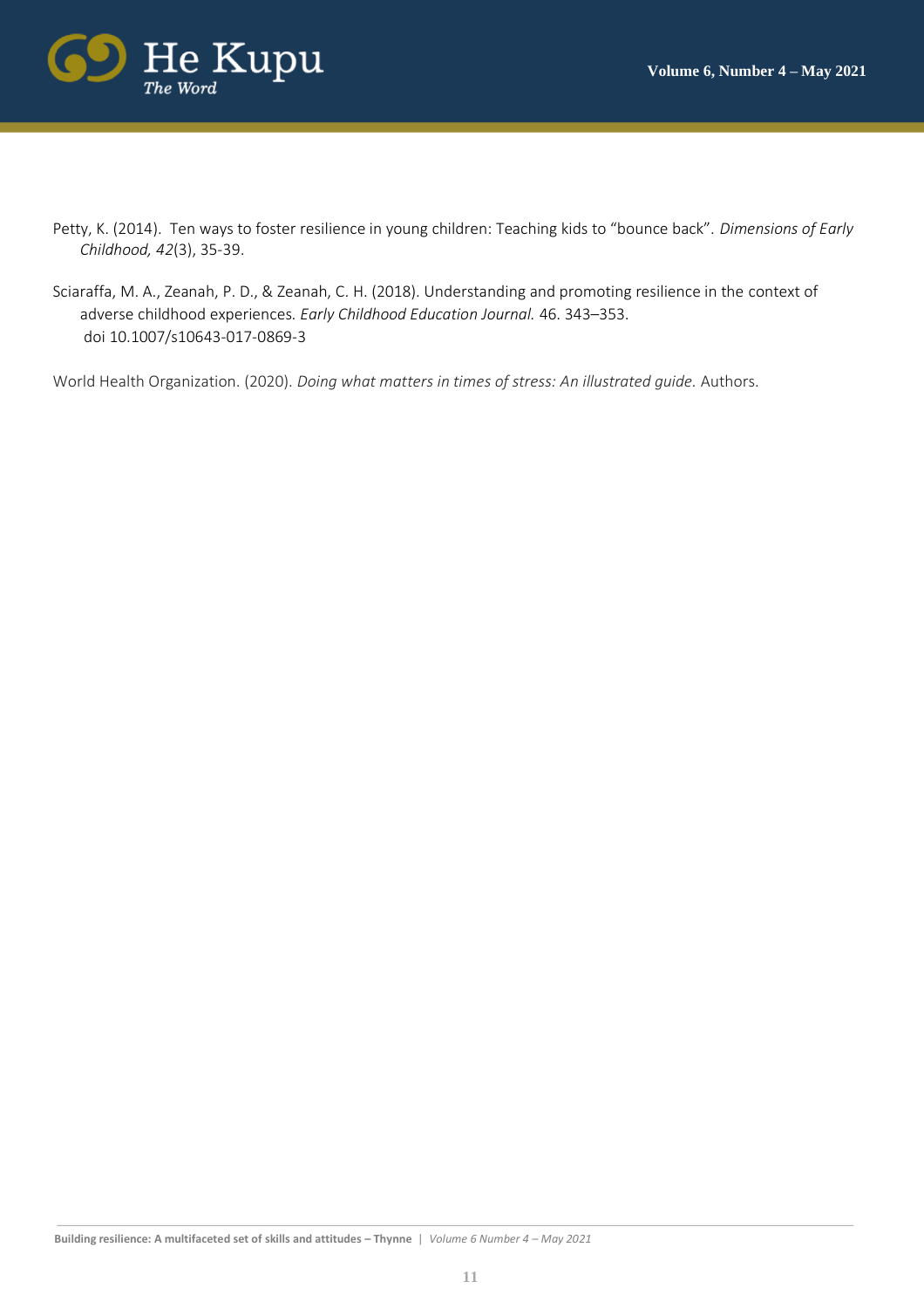Petty, K. (2014). Ten ways to foster resilience in young children: Teaching kids to "bounce back". *Dimensions of Early Childhood, 42*(3), 35-39.

Sciaraffa, M. A., Zeanah, P. D., & Zeanah, C. H. (2018). Understanding and promoting resilience in the context of adverse childhood experiences. *Early Childhood Education Journal.* 46. 343–353. doi 10.1007/s10643-017-0869-3

World Health Organization. (2020). *Doing what matters in times of stress: An illustrated guide.* Authors.